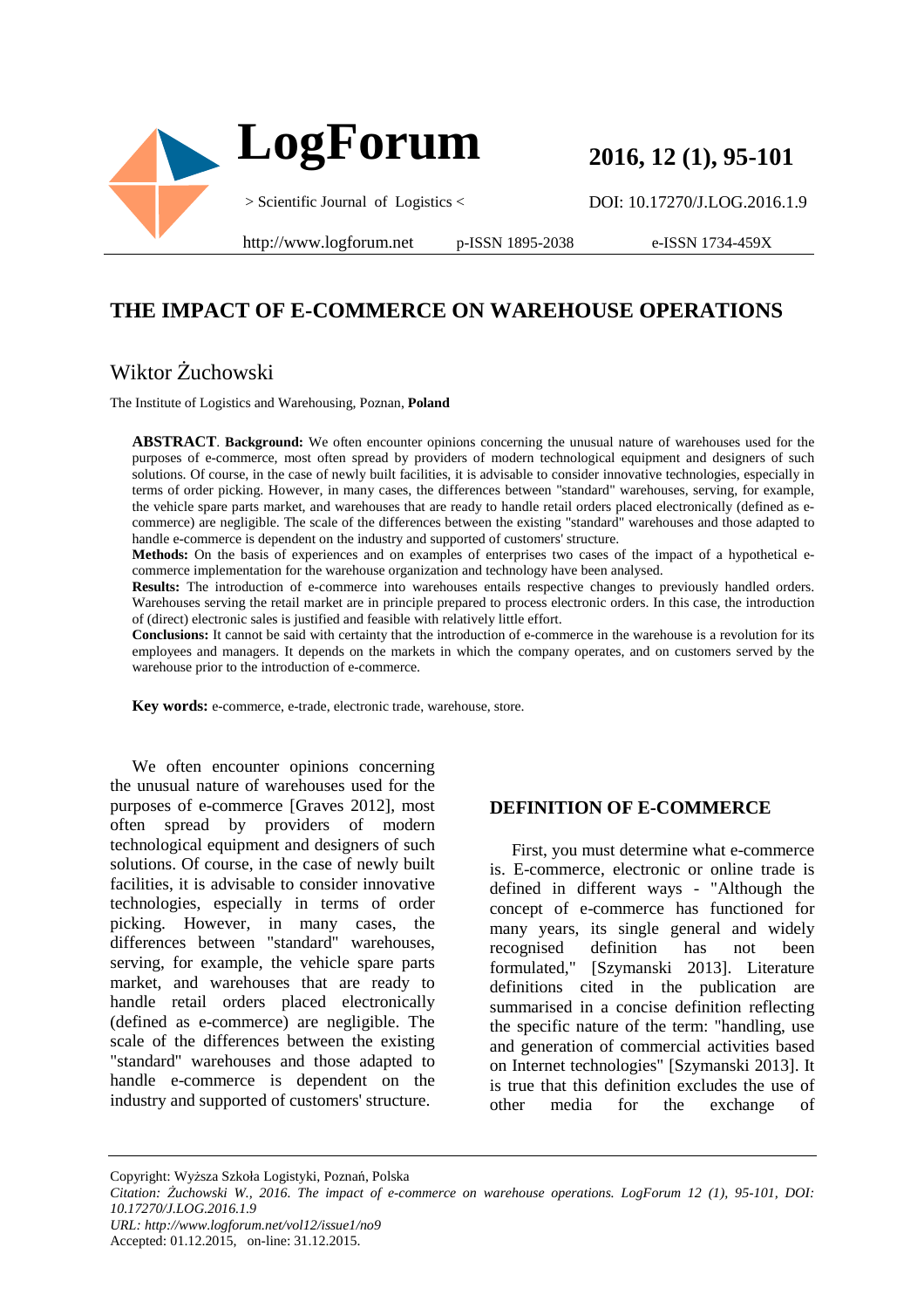# THE IMPACT OF E-COMMERCE ON WAREHOUSE OPERATIONS

## Wiktor Żuchowski

The Institute of Logistics and Warehousing, Poznan, **Poland**

**ABSTRACT**. **Background:** We often encounter opinions concerning the unusual nature of warehouses used for the purposes of e-commerce, most often spread by providers of modern technological equipment and designers of such solutions. Of course, in the case of newly built facilities, it is advisable to consider innovative technologies, especially in terms of order picking. However, in many cases, the differences between "standard" warehouses, serving, for example, the vehicle spare parts market, and warehouses that are ready to handle retail orders placed electronically (defined as e-commerce) are negligible. The scale of the differences between the existing "standard" warehouses and those adapted to handle e-commerce is dependent on the industry and supported of customers' structure.

**Methods:** On the basis of experiences and on examples of enterprises two cases of the impact of a hypothetical e-commerce implementation for the warehouse organization and technology have been analysed.

**Results:** The introduction of e-commerce into warehouses entails respective changes to previously handled orders. Warehouses serving the retail market are in principle prepared to process electronic orders. In this case, the introduction of (direct) electronic sales is justified and feasible with relatively little effort.

**Conclusions:** It cannot be said with certainty that the introduction of e-commerce in the warehouse is a revolution for its employees and managers. It depends on the markets in which the company operates, and on customers served by the warehouse prior to the introduction of e-commerce.

**Key words:** e-commerce, e-trade, electronic trade, warehouse, store.

We often encounter opinions concerning the unusual nature of warehouses used for the purposes of e-commerce [Graves 2012], most often spread by providers of modern technological equipment and designers of such solutions. Of course, in the case of newly built facilities, it is advisable to consider innovative technologies, especially in terms of order picking. However, in many cases, the differences between "standard" warehouses, serving, for example, the vehicle spare parts market, and warehouses that are ready to handle retail orders placed electronically (defined as e-commerce) are negligible. The scale of the differences between the existing "standard" warehouses and those adapted to handle e-commerce is dependent on the industry and supported of customers' structure.

## DEFINITION OF E-COMMERCE

First, you must determine what e-commerce is. E-commerce, electronic or online trade is defined in different ways - "Although the concept of e-commerce has functioned for many years, its single general and widely recognised definition has not been formulated," [Szymanski 2013]. Literature definitions cited in the publication are summarised in a concise definition reflecting the specific nature of the term: "handling, use and generation of commercial activities based on Internet technologies" [Szymanski 2013]. It is true that this definition excludes the use of other media for the exchange of

Copyright: Wyższa Szkoła Logistyki, Poznań, Polska

*Citation: Żuchowski W., 2016. The impact of e-commerce on warehouse operations. LogForum 12 (1), 95-101, DOI: 10.17270/J.LOG.2016.1.9*

*URL: http://www.logforum.net/vol12/issue1/no9*

Accepted: 01.12.2015, on-line: 31.12.2015.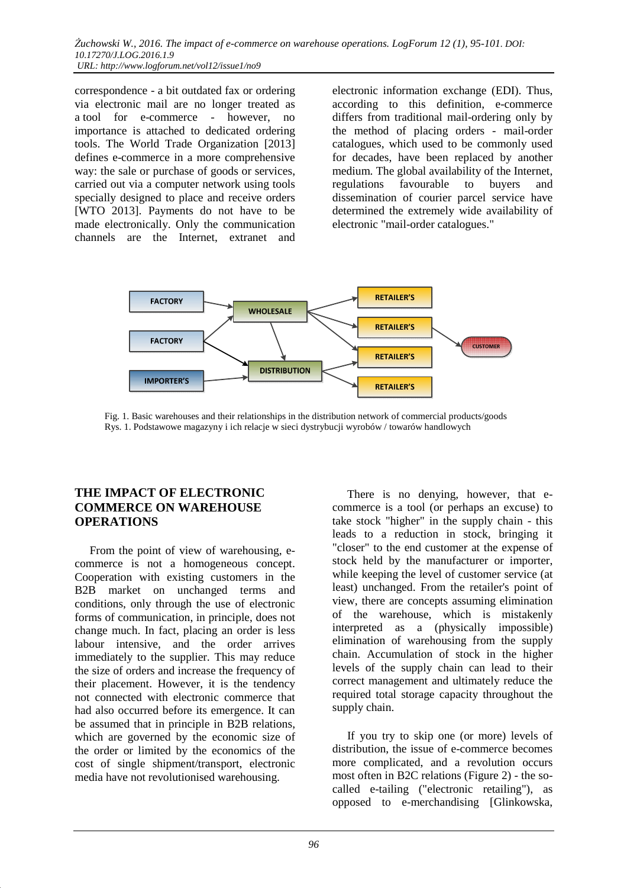correspondence - a bit outdated fax or ordering via electronic mail are no longer treated as a tool for e-commerce - however, no importance is attached to dedicated ordering tools. The World Trade Organization [2013] defines e-commerce in a more comprehensive way: the sale or purchase of goods or services, carried out via a computer network using tools specially designed to place and receive orders [WTO 2013]. Payments do not have to be made electronically. Only the communication channels are the Internet, extranet and electronic information exchange (EDI). Thus, according to this definition, e-commerce differs from traditional mail-ordering only by the method of placing orders - mail-order catalogues, which used to be commonly used for decades, have been replaced by another medium. The global availability of the Internet, regulations favourable to buyers and dissemination of courier parcel service have determined the extremely wide availability of electronic "mail-order catalogues."

FACTORY, FACTORY, IMPORTER'S, WHOLESALE, DISTRIBUTION, RETAILER'S, RETAILER'S, RETAILER'S, RETAILER'S, CUSTOMER

Fig. 1. Basic warehouses and their relationships in the distribution network of commercial products/goods
Rys. 1. Podstawowe magazyny i ich relacje w sieci dystrybucji wyrobów / towarów handlowych

## THE IMPACT OF ELECTRONIC COMMERCE ON WAREHOUSE OPERATIONS

From the point of view of warehousing, e-commerce is not a homogeneous concept. Cooperation with existing customers in the B2B market on unchanged terms and conditions, only through the use of electronic forms of communication, in principle, does not change much. In fact, placing an order is less labour intensive, and the order arrives immediately to the supplier. This may reduce the size of orders and increase the frequency of their placement. However, it is the tendency not connected with electronic commerce that had also occurred before its emergence. It can be assumed that in principle in B2B relations, which are governed by the economic size of the order or limited by the economics of the cost of single shipment/transport, electronic media have not revolutionised warehousing.

There is no denying, however, that e-commerce is a tool (or perhaps an excuse) to take stock "higher" in the supply chain - this leads to a reduction in stock, bringing it "closer" to the end customer at the expense of stock held by the manufacturer or importer, while keeping the level of customer service (at least) unchanged. From the retailer's point of view, there are concepts assuming elimination of the warehouse, which is mistakenly interpreted as a (physically impossible) elimination of warehousing from the supply chain. Accumulation of stock in the higher levels of the supply chain can lead to their correct management and ultimately reduce the required total storage capacity throughout the supply chain.

If you try to skip one (or more) levels of distribution, the issue of e-commerce becomes more complicated, and a revolution occurs most often in B2C relations (Figure 2) - the so-called e-tailing ("electronic retailing"), as opposed to e-merchandising [Glinkowska,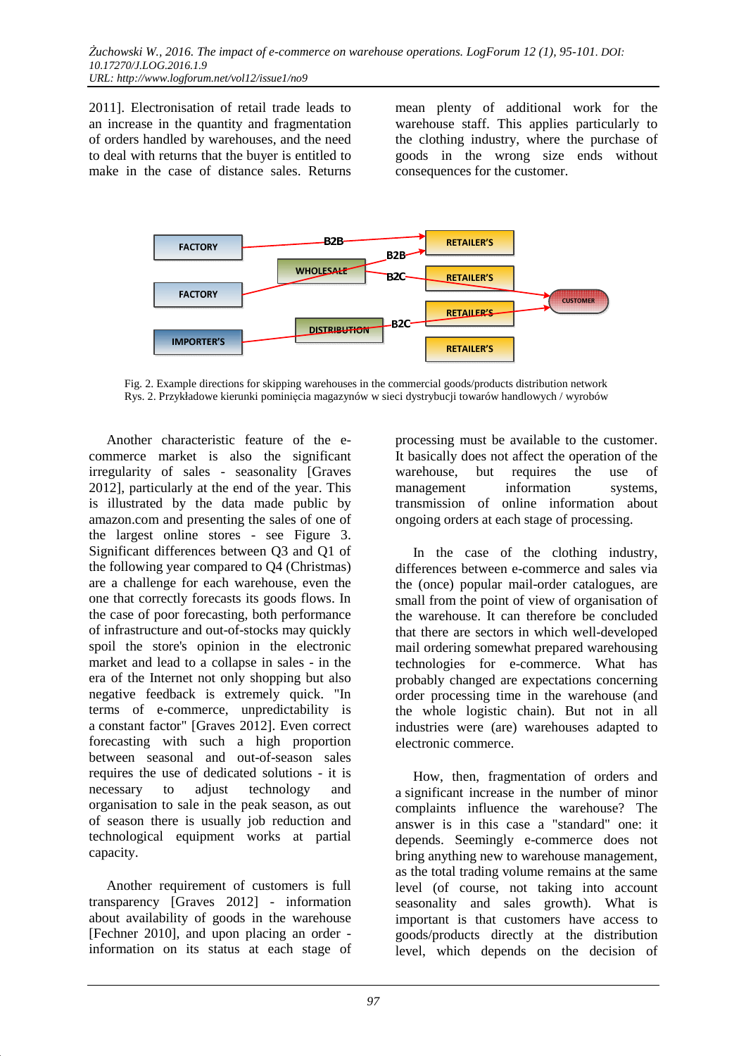2011]. Electronisation of retail trade leads to an increase in the quantity and fragmentation of orders handled by warehouses, and the need to deal with returns that the buyer is entitled to make in the case of distance sales. Returns mean plenty of additional work for the warehouse staff. This applies particularly to the clothing industry, where the purchase of goods in the wrong size ends without consequences for the customer.

Fig. 2. Example directions for skipping warehouses in the commercial goods/products distribution network
Rys. 2. Przykładowe kierunki pominięcia magazynów w sieci dystrybucji towarów handlowych / wyrobów

Another characteristic feature of the e-commerce market is also the significant irregularity of sales - seasonality [Graves 2012], particularly at the end of the year. This is illustrated by the data made public by amazon.com and presenting the sales of one of the largest online stores - see Figure 3. Significant differences between Q3 and Q1 of the following year compared to Q4 (Christmas) are a challenge for each warehouse, even the one that correctly forecasts its goods flows. In the case of poor forecasting, both performance of infrastructure and out-of-stocks may quickly spoil the store's opinion in the electronic market and lead to a collapse in sales - in the era of the Internet not only shopping but also negative feedback is extremely quick. "In terms of e-commerce, unpredictability is a constant factor" [Graves 2012]. Even correct forecasting with such a high proportion between seasonal and out-of-season sales requires the use of dedicated solutions - it is necessary to adjust technology and organisation to sale in the peak season, as out of season there is usually job reduction and technological equipment works at partial capacity.

Another requirement of customers is full transparency [Graves 2012] - information about availability of goods in the warehouse [Fechner 2010], and upon placing an order - information on its status at each stage of processing must be available to the customer. It basically does not affect the operation of the warehouse, but requires the use of management information systems, transmission of online information about ongoing orders at each stage of processing.

In the case of the clothing industry, differences between e-commerce and sales via the (once) popular mail-order catalogues, are small from the point of view of organisation of the warehouse. It can therefore be concluded that there are sectors in which well-developed mail ordering somewhat prepared warehousing technologies for e-commerce. What has probably changed are expectations concerning order processing time in the warehouse (and the whole logistic chain). But not in all industries were (are) warehouses adapted to electronic commerce.

How, then, fragmentation of orders and a significant increase in the number of minor complaints influence the warehouse? The answer is in this case a "standard" one: it depends. Seemingly e-commerce does not bring anything new to warehouse management, as the total trading volume remains at the same level (of course, not taking into account seasonality and sales growth). What is important is that customers have access to goods/products directly at the distribution level, which depends on the decision of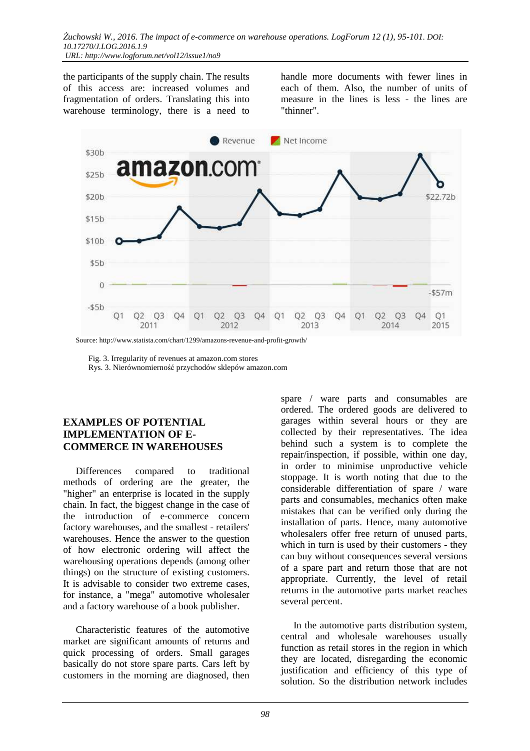the participants of the supply chain. The results of this access are: increased volumes and fragmentation of orders. Translating this into warehouse terminology, there is a need to handle more documents with fewer lines in each of them. Also, the number of units of measure in the lines is less - the lines are "thinner".

Source: http://www.statista.com/chart/1299/amazons-revenue-and-profit-growth/

Fig. 3. Irregularity of revenues at amazon.com stores
Rys. 3. Nierównomierność przychodów sklepów amazon.com

## EXAMPLES OF POTENTIAL IMPLEMENTATION OF E-COMMERCE IN WAREHOUSES

Differences compared to traditional methods of ordering are the greater, the "higher" an enterprise is located in the supply chain. In fact, the biggest change in the case of the introduction of e-commerce concern factory warehouses, and the smallest - retailers' warehouses. Hence the answer to the question of how electronic ordering will affect the warehousing operations depends (among other things) on the structure of existing customers. It is advisable to consider two extreme cases, for instance, a "mega" automotive wholesaler and a factory warehouse of a book publisher.

Characteristic features of the automotive market are significant amounts of returns and quick processing of orders. Small garages basically do not store spare parts. Cars left by customers in the morning are diagnosed, then spare / ware parts and consumables are ordered. The ordered goods are delivered to garages within several hours or they are collected by their representatives. The idea behind such a system is to complete the repair/inspection, if possible, within one day, in order to minimise unproductive vehicle stoppage. It is worth noting that due to the considerable differentiation of spare / ware parts and consumables, mechanics often make mistakes that can be verified only during the installation of parts. Hence, many automotive wholesalers offer free return of unused parts, which in turn is used by their customers - they can buy without consequences several versions of a spare part and return those that are not appropriate. Currently, the level of retail returns in the automotive parts market reaches several percent.

In the automotive parts distribution system, central and wholesale warehouses usually function as retail stores in the region in which they are located, disregarding the economic justification and efficiency of this type of solution. So the distribution network includes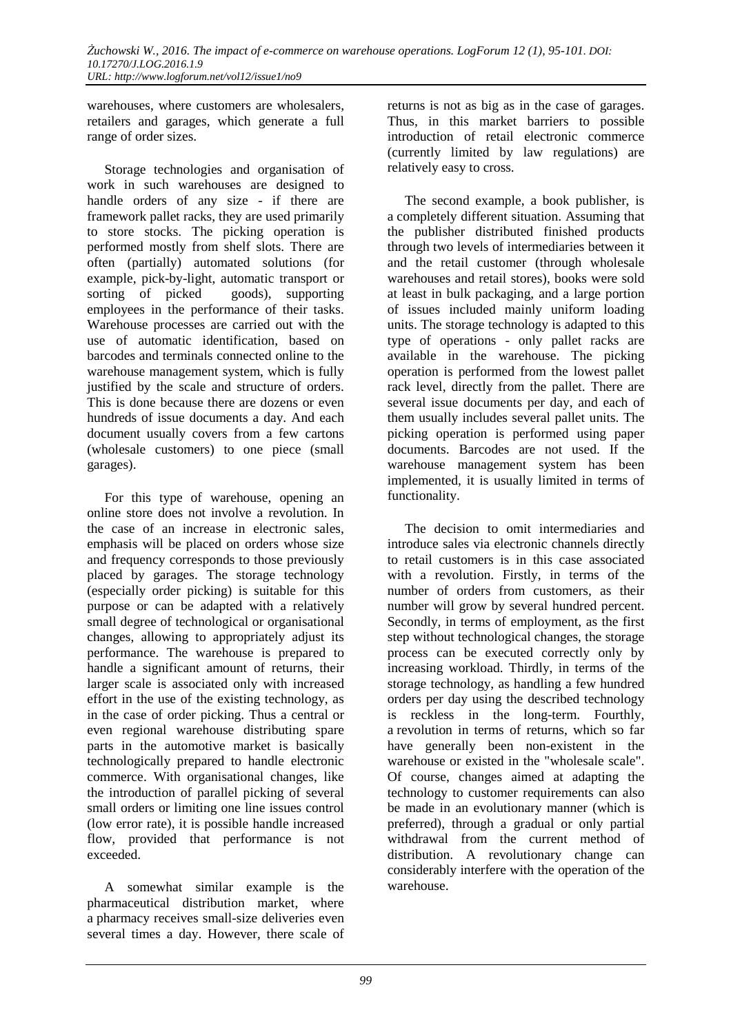warehouses, where customers are wholesalers, retailers and garages, which generate a full range of order sizes.

Storage technologies and organisation of work in such warehouses are designed to handle orders of any size - if there are framework pallet racks, they are used primarily to store stocks. The picking operation is performed mostly from shelf slots. There are often (partially) automated solutions (for example, pick-by-light, automatic transport or sorting of picked goods), supporting employees in the performance of their tasks. Warehouse processes are carried out with the use of automatic identification, based on barcodes and terminals connected online to the warehouse management system, which is fully justified by the scale and structure of orders. This is done because there are dozens or even hundreds of issue documents a day. And each document usually covers from a few cartons (wholesale customers) to one piece (small garages).

For this type of warehouse, opening an online store does not involve a revolution. In the case of an increase in electronic sales, emphasis will be placed on orders whose size and frequency corresponds to those previously placed by garages. The storage technology (especially order picking) is suitable for this purpose or can be adapted with a relatively small degree of technological or organisational changes, allowing to appropriately adjust its performance. The warehouse is prepared to handle a significant amount of returns, their larger scale is associated only with increased effort in the use of the existing technology, as in the case of order picking. Thus a central or even regional warehouse distributing spare parts in the automotive market is basically technologically prepared to handle electronic commerce. With organisational changes, like the introduction of parallel picking of several small orders or limiting one line issues control (low error rate), it is possible handle increased flow, provided that performance is not exceeded.

A somewhat similar example is the pharmaceutical distribution market, where a pharmacy receives small-size deliveries even several times a day. However, there scale of returns is not as big as in the case of garages. Thus, in this market barriers to possible introduction of retail electronic commerce (currently limited by law regulations) are relatively easy to cross.

The second example, a book publisher, is a completely different situation. Assuming that the publisher distributed finished products through two levels of intermediaries between it and the retail customer (through wholesale warehouses and retail stores), books were sold at least in bulk packaging, and a large portion of issues included mainly uniform loading units. The storage technology is adapted to this type of operations - only pallet racks are available in the warehouse. The picking operation is performed from the lowest pallet rack level, directly from the pallet. There are several issue documents per day, and each of them usually includes several pallet units. The picking operation is performed using paper documents. Barcodes are not used. If the warehouse management system has been implemented, it is usually limited in terms of functionality.

The decision to omit intermediaries and introduce sales via electronic channels directly to retail customers is in this case associated with a revolution. Firstly, in terms of the number of orders from customers, as their number will grow by several hundred percent. Secondly, in terms of employment, as the first step without technological changes, the storage process can be executed correctly only by increasing workload. Thirdly, in terms of the storage technology, as handling a few hundred orders per day using the described technology is reckless in the long-term. Fourthly, a revolution in terms of returns, which so far have generally been non-existent in the warehouse or existed in the "wholesale scale". Of course, changes aimed at adapting the technology to customer requirements can also be made in an evolutionary manner (which is preferred), through a gradual or only partial withdrawal from the current method of distribution. A revolutionary change can considerably interfere with the operation of the warehouse.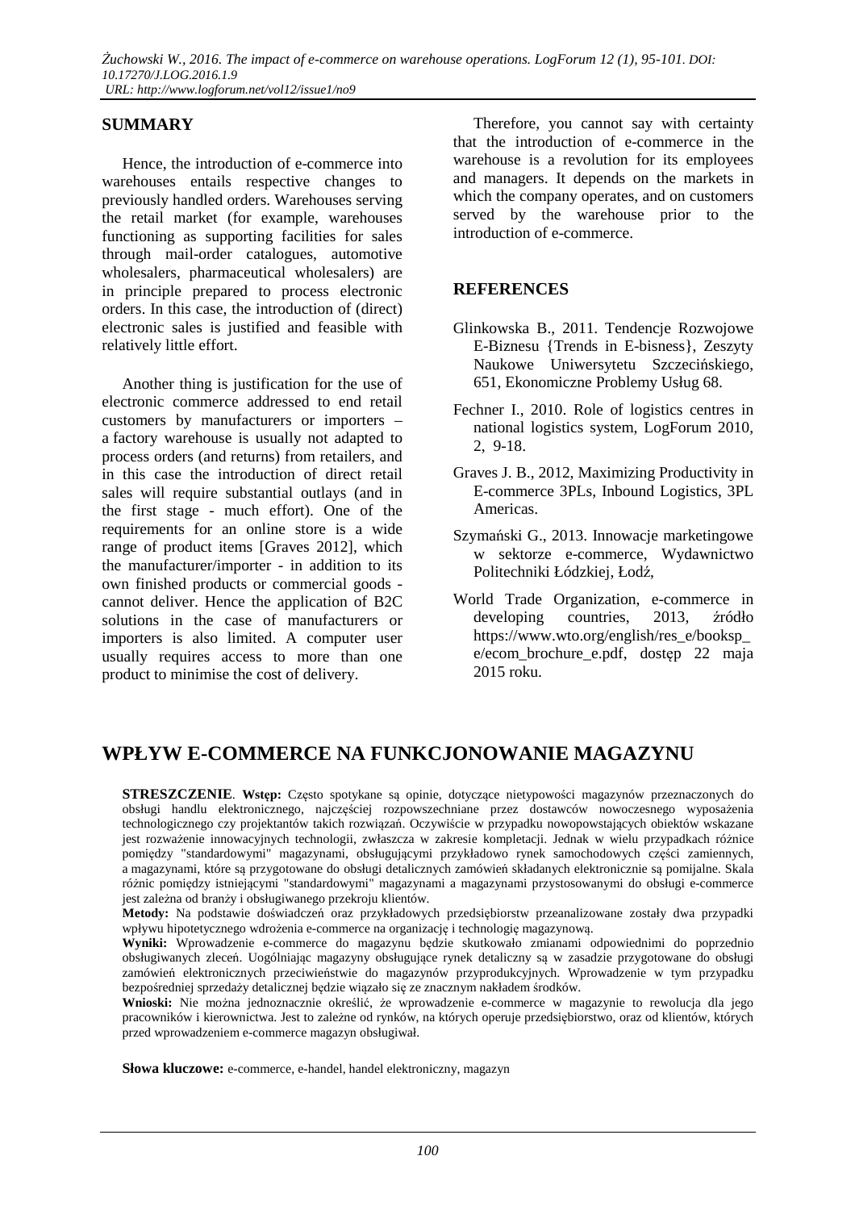## SUMMARY

Hence, the introduction of e-commerce into warehouses entails respective changes to previously handled orders. Warehouses serving the retail market (for example, warehouses functioning as supporting facilities for sales through mail-order catalogues, automotive wholesalers, pharmaceutical wholesalers) are in principle prepared to process electronic orders. In this case, the introduction of (direct) electronic sales is justified and feasible with relatively little effort.

Another thing is justification for the use of electronic commerce addressed to end retail customers by manufacturers or importers – a factory warehouse is usually not adapted to process orders (and returns) from retailers, and in this case the introduction of direct retail sales will require substantial outlays (and in the first stage - much effort). One of the requirements for an online store is a wide range of product items [Graves 2012], which the manufacturer/importer - in addition to its own finished products or commercial goods - cannot deliver. Hence the application of B2C solutions in the case of manufacturers or importers is also limited. A computer user usually requires access to more than one product to minimise the cost of delivery.

Therefore, you cannot say with certainty that the introduction of e-commerce in the warehouse is a revolution for its employees and managers. It depends on the markets in which the company operates, and on customers served by the warehouse prior to the introduction of e-commerce.

## REFERENCES

Glinkowska B., 2011. Tendencje Rozwojowe E-Biznesu {Trends in E-bisness}, Zeszyty Naukowe Uniwersytetu Szczecińskiego, 651, Ekonomiczne Problemy Usług 68.

Fechner I., 2010. Role of logistics centres in national logistics system, LogForum 2010, 2, 9-18.

Graves J. B., 2012, Maximizing Productivity in E-commerce 3PLs, Inbound Logistics, 3PL Americas.

Szymański G., 2013. Innowacje marketingowe w sektorze e-commerce, Wydawnictwo Politechniki Łódzkiej, Łodź,

World Trade Organization, e-commerce in developing countries, 2013, źródło https://www.wto.org/english/res_e/booksp_e/ecom_brochure_e.pdf, dostęp 22 maja 2015 roku.

# WPŁYW E-COMMERCE NA FUNKCJONOWANIE MAGAZYNU

**STRESZCZENIE**. **Wstęp:** Często spotykane są opinie, dotyczące nietypowości magazynów przeznaczonych do obsługi handlu elektronicznego, najczęściej rozpowszechniane przez dostawców nowoczesnego wyposażenia technologicznego czy projektantów takich rozwiązań. Oczywiście w przypadku nowopowstających obiektów wskazane jest rozważenie innowacyjnych technologii, zwłaszcza w zakresie kompletacji. Jednak w wielu przypadkach różnice pomiędzy "standardowymi" magazynami, obsługującymi przykładowo rynek samochodowych części zamiennych, a magazynami, które są przygotowane do obsługi detalicznych zamówień składanych elektronicznie są pomijalne. Skala różnic pomiędzy istniejącymi "standardowymi" magazynami a magazynami przystosowanymi do obsługi e-commerce jest zależna od branży i obsługiwanego przekroju klientów.

**Metody:** Na podstawie doświadczeń oraz przykładowych przedsiębiorstw przeanalizowane zostały dwa przypadki wpływu hipotetycznego wdrożenia e-commerce na organizację i technologię magazynową.

**Wyniki:** Wprowadzenie e-commerce do magazynu będzie skutkowało zmianami odpowiednimi do poprzednio obsługiwanych zleceń. Uogólniając magazyny obsługujące rynek detaliczny są w zasadzie przygotowane do obsługi zamówień elektronicznych przeciwieństwie do magazynów przyprodukcyjnych. Wprowadzenie w tym przypadku bezpośredniej sprzedaży detalicznej będzie wiązało się ze znacznym nakładem środków.

**Wnioski:** Nie można jednoznacznie określić, że wprowadzenie e-commerce w magazynie to rewolucja dla jego pracowników i kierownictwa. Jest to zależne od rynków, na których operuje przedsiębiorstwo, oraz od klientów, których przed wprowadzeniem e-commerce magazyn obsługiwał.

**Słowa kluczowe:** e-commerce, e-handel, handel elektroniczny, magazyn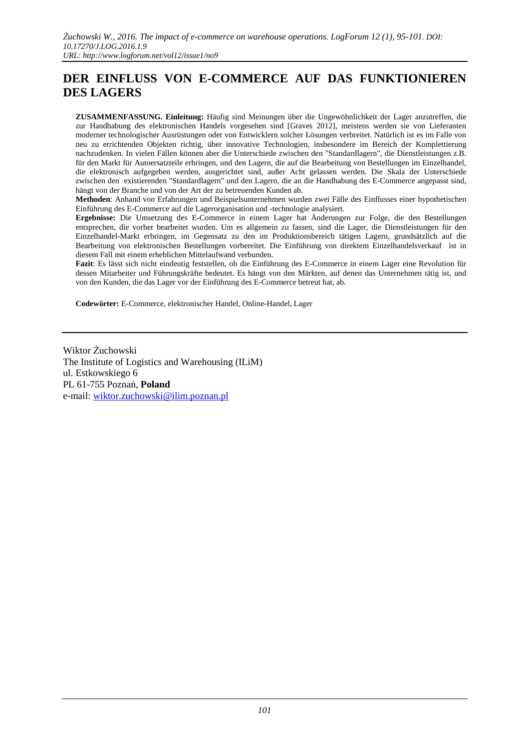# DER EINFLUSS VON E-COMMERCE AUF DAS FUNKTIONIEREN DES LAGERS

**ZUSAMMENFASSUNG. Einleitung:** Häufig sind Meinungen über die Ungewöhnlichkeit der Lager anzutreffen, die zur Handhabung des elektronischen Handels vorgesehen sind [Graves 2012], meistens werden sie von Lieferanten moderner technologischer Ausrüstungen oder von Entwicklern solcher Lösungen verbreitet. Natürlich ist es im Falle von neu zu errichtenden Objekten richtig, über innovative Technologien, insbesondere im Bereich der Komplettierung nachzudenken. In vielen Fällen können aber die Unterschiede zwischen den "Standardlagern", die Dienstleistungen z.B. für den Markt für Autoersatzteile erbringen, und den Lagern, die auf die Bearbeitung von Bestellungen im Einzelhandel, die elektronisch aufgegeben werden, ausgerichtet sind, außer Acht gelassen werden. Die Skala der Unterschiede zwischen den existierenden "Standardlagern" und den Lagern, die an die Handhabung des E-Commerce angepasst sind, hängt von der Branche und von der Art der zu betreuenden Kunden ab.

**Methoden**: Anhand von Erfahrungen und Beispielsunternehmen wurden zwei Fälle des Einflusses einer hypothetischen Einführung des E-Commerce auf die Lagerorganisation und -technologie analysiert.

**Ergebnisse:** Die Umsetzung des E-Commerce in einem Lager hat Änderungen zur Folge, die den Bestellungen entsprechen, die vorher bearbeitet wurden. Um es allgemein zu fassen, sind die Lager, die Dienstleistungen für den Einzelhandel-Markt erbringen, im Gegensatz zu den im Produktionsbereich tätigen Lagern, grundsätzlich auf die Bearbeitung von elektronischen Bestellungen vorbereitet. Die Einführung von direktem Einzelhandelsverkauf ist in diesem Fall mit einem erheblichen Mittelaufwand verbunden.

**Fazit**: Es lässt sich nicht eindeutig feststellen, ob die Einführung des E-Commerce in einem Lager eine Revolution für dessen Mitarbeiter und Führungskräfte bedeutet. Es hängt von den Märkten, auf denen das Unternehmen tätig ist, und von den Kunden, die das Lager vor der Einführung des E-Commerce betreut hat, ab.

**Codewörter:** E-Commerce, elektronischer Handel, Online-Handel, Lager

---

Wiktor Żuchowski
The Institute of Logistics and Warehousing (ILiM)
ul. Estkowskiego 6
PL 61-755 Poznań, **Poland**
e-mail: wiktor.zuchowski@ilim.poznan.pl